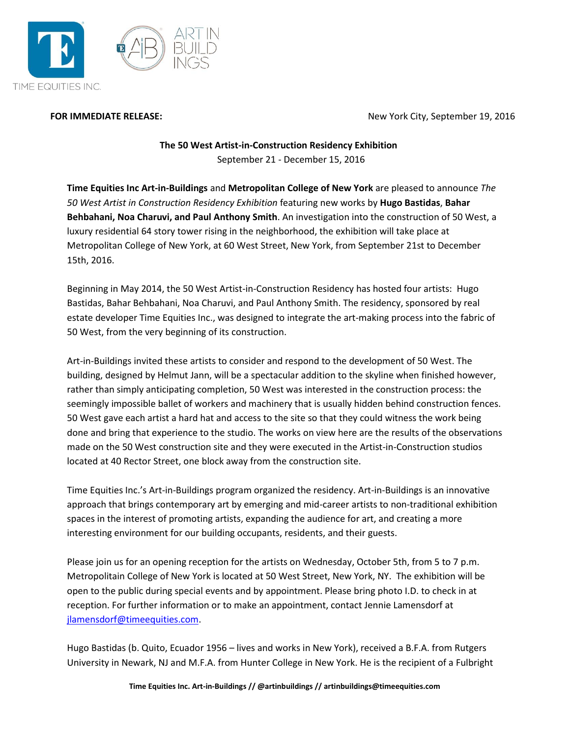**FOR IMMEDIATE RELEASE:** New York City, September 19, 2016

## The 50 West Artist-in-Construction Residency Exhibition

September 21 - December 15, 2016

**Time Equities Inc Art-in-Buildings** and **Metropolitan College of New York** are pleased to announce *The 50 West Artist in Construction Residency Exhibition* featuring new works by **Hugo Bastidas**, **Bahar Behbahani, Noa Charuvi, and Paul Anthony Smith**. An investigation into the construction of 50 West, a luxury residential 64 story tower rising in the neighborhood, the exhibition will take place at Metropolitan College of New York, at 60 West Street, New York, from September 21st to December 15th, 2016.

Beginning in May 2014, the 50 West Artist-in-Construction Residency has hosted four artists: Hugo Bastidas, Bahar Behbahani, Noa Charuvi, and Paul Anthony Smith. The residency, sponsored by real estate developer Time Equities Inc., was designed to integrate the art-making process into the fabric of 50 West, from the very beginning of its construction.

Art-in-Buildings invited these artists to consider and respond to the development of 50 West. The building, designed by Helmut Jann, will be a spectacular addition to the skyline when finished however, rather than simply anticipating completion, 50 West was interested in the construction process: the seemingly impossible ballet of workers and machinery that is usually hidden behind construction fences. 50 West gave each artist a hard hat and access to the site so that they could witness the work being done and bring that experience to the studio. The works on view here are the results of the observations made on the 50 West construction site and they were executed in the Artist-in-Construction studios located at 40 Rector Street, one block away from the construction site.

Time Equities Inc.'s Art-in-Buildings program organized the residency. Art-in-Buildings is an innovative approach that brings contemporary art by emerging and mid-career artists to non-traditional exhibition spaces in the interest of promoting artists, expanding the audience for art, and creating a more interesting environment for our building occupants, residents, and their guests.

Please join us for an opening reception for the artists on Wednesday, October 5th, from 5 to 7 p.m. Metropolitain College of New York is located at 50 West Street, New York, NY. The exhibition will be open to the public during special events and by appointment. Please bring photo I.D. to check in at reception. For further information or to make an appointment, contact Jennie Lamensdorf at jlamensdorf@timeequities.com.

Hugo Bastidas (b. Quito, Ecuador 1956 – lives and works in New York), received a B.F.A. from Rutgers University in Newark, NJ and M.F.A. from Hunter College in New York. He is the recipient of a Fulbright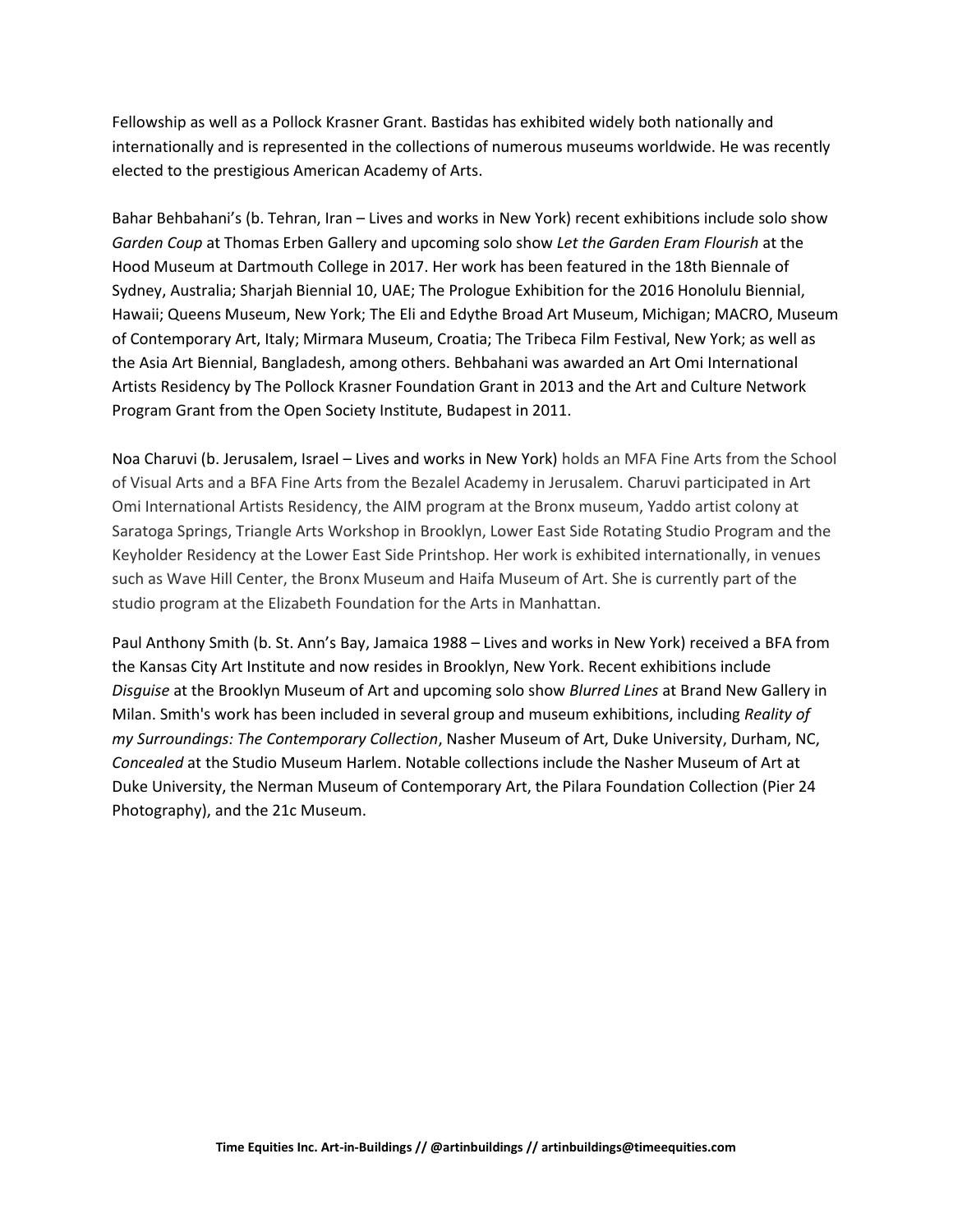Fellowship as well as a Pollock Krasner Grant. Bastidas has exhibited widely both nationally and internationally and is represented in the collections of numerous museums worldwide. He was recently elected to the prestigious American Academy of Arts.

Bahar Behbahani's (b. Tehran, Iran – Lives and works in New York) recent exhibitions include solo show *Garden Coup* at Thomas Erben Gallery and upcoming solo show *Let the Garden Eram Flourish* at the Hood Museum at Dartmouth College in 2017. Her work has been featured in the 18th Biennale of Sydney, Australia; Sharjah Biennial 10, UAE; The Prologue Exhibition for the 2016 Honolulu Biennial, Hawaii; Queens Museum, New York; The Eli and Edythe Broad Art Museum, Michigan; MACRO, Museum of Contemporary Art, Italy; Mirmara Museum, Croatia; The Tribeca Film Festival, New York; as well as the Asia Art Biennial, Bangladesh, among others. Behbahani was awarded an Art Omi International Artists Residency by The Pollock Krasner Foundation Grant in 2013 and the Art and Culture Network Program Grant from the Open Society Institute, Budapest in 2011.

Noa Charuvi (b. Jerusalem, Israel – Lives and works in New York) holds an MFA Fine Arts from the School of Visual Arts and a BFA Fine Arts from the Bezalel Academy in Jerusalem. Charuvi participated in Art Omi International Artists Residency, the AIM program at the Bronx museum, Yaddo artist colony at Saratoga Springs, Triangle Arts Workshop in Brooklyn, Lower East Side Rotating Studio Program and the Keyholder Residency at the Lower East Side Printshop. Her work is exhibited internationally, in venues such as Wave Hill Center, the Bronx Museum and Haifa Museum of Art. She is currently part of the studio program at the Elizabeth Foundation for the Arts in Manhattan.

Paul Anthony Smith (b. St. Ann's Bay, Jamaica 1988 – Lives and works in New York) received a BFA from the Kansas City Art Institute and now resides in Brooklyn, New York. Recent exhibitions include *Disguise* at the Brooklyn Museum of Art and upcoming solo show *Blurred Lines* at Brand New Gallery in Milan. Smith's work has been included in several group and museum exhibitions, including *Reality of my Surroundings: The Contemporary Collection*, Nasher Museum of Art, Duke University, Durham, NC, *Concealed* at the Studio Museum Harlem. Notable collections include the Nasher Museum of Art at Duke University, the Nerman Museum of Contemporary Art, the Pilara Foundation Collection (Pier 24 Photography), and the 21c Museum.